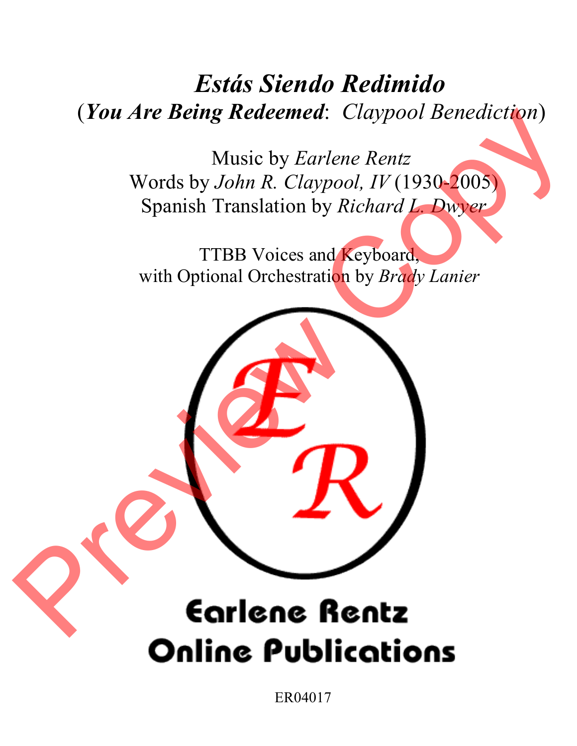# *Estás Siendo Redimido*

## (***You Are Being Redeemed***: *Claypool Benediction*)

Music by *Earlene Rentz*
Words by *John R. Claypool, IV* (1930-2005)
Spanish Translation by *Richard L. Dwyer*

TTBB Voices and Keyboard,
with Optional Orchestration by *Brady Lanier*

Earlene Rentz
Online Publications

ER04017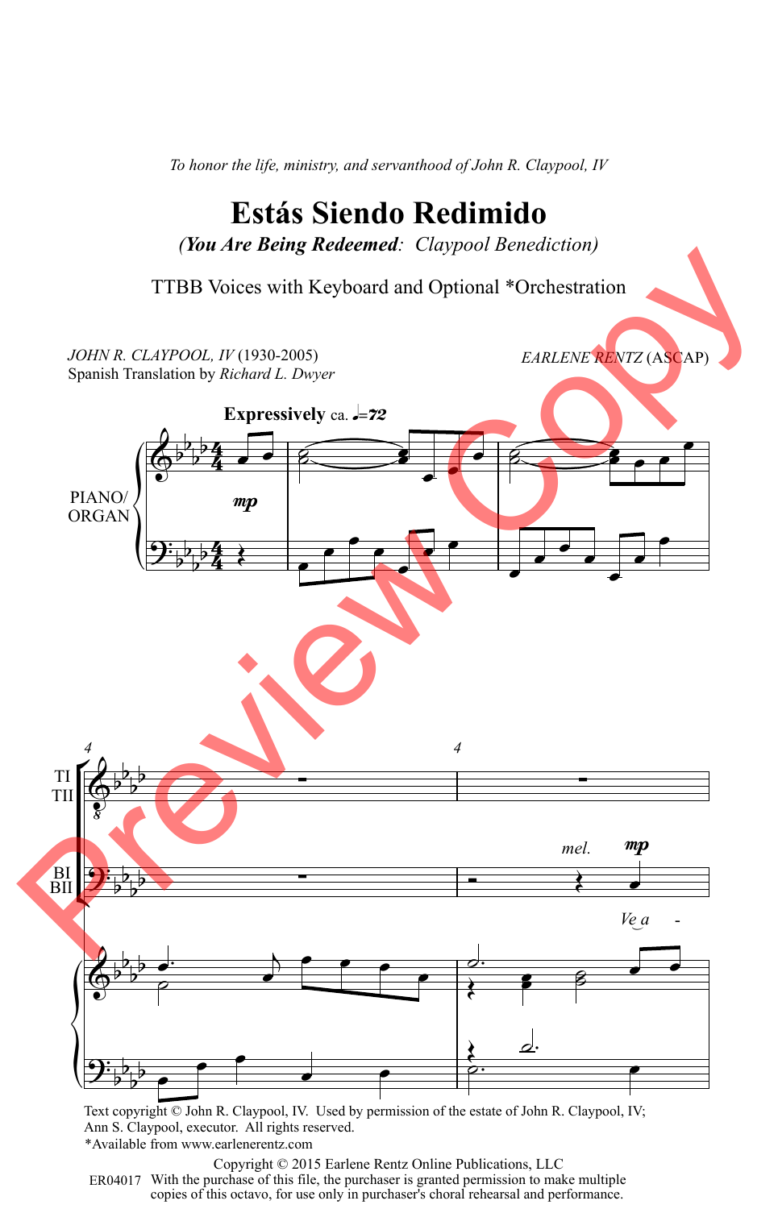*To honor the life, ministry, and servanthood of John R. Claypool, IV*

# Estás Siendo Redimido

## *(You Are Being Redeemed: Claypool Benediction)*

TTBB Voices with Keyboard and Optional *Orchestration

*JOHN R. CLAYPOOL, IV* (1930-2005)
Spanish Translation by *Richard L. Dwyer*

*EARLENE RENTZ* (ASCAP)

**Expressively** ca. ♩=72

PIANO/ORGAN

*mp*

TI
TII

BI
BII

*mel.* *mp*

*Ve a -*

Text copyright © John R. Claypool, IV. Used by permission of the estate of John R. Claypool, IV; Ann S. Claypool, executor. All rights reserved.
*Available from www.earlenerentz.com

Copyright © 2015 Earlene Rentz Online Publications, LLC
ER04017 With the purchase of this file, the purchaser is granted permission to make multiple copies of this octavo, for use only in purchaser's choral rehearsal and performance.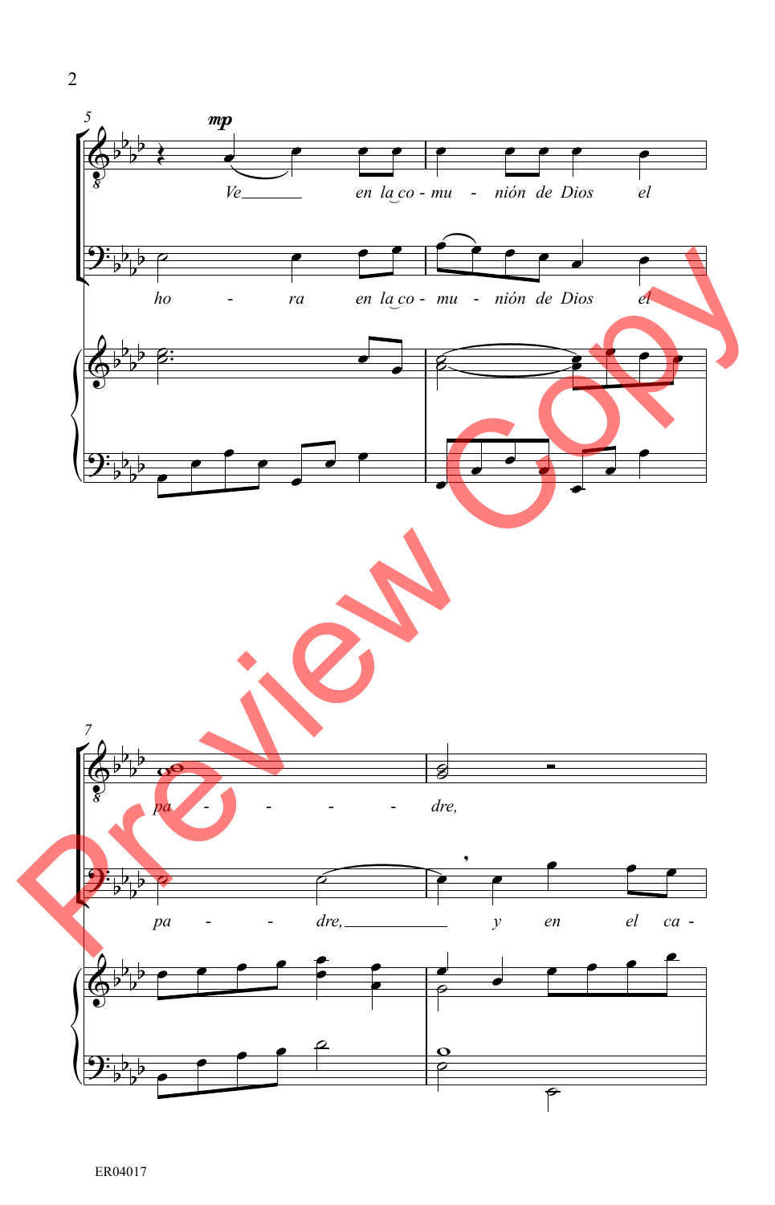5

*mp*

Ve en la co - mu - nión de Dios el

ho - ra en la co - mu - nión de Dios el

7

pa - - - - dre,

pa - - dre, y en el ca -

Preview Copy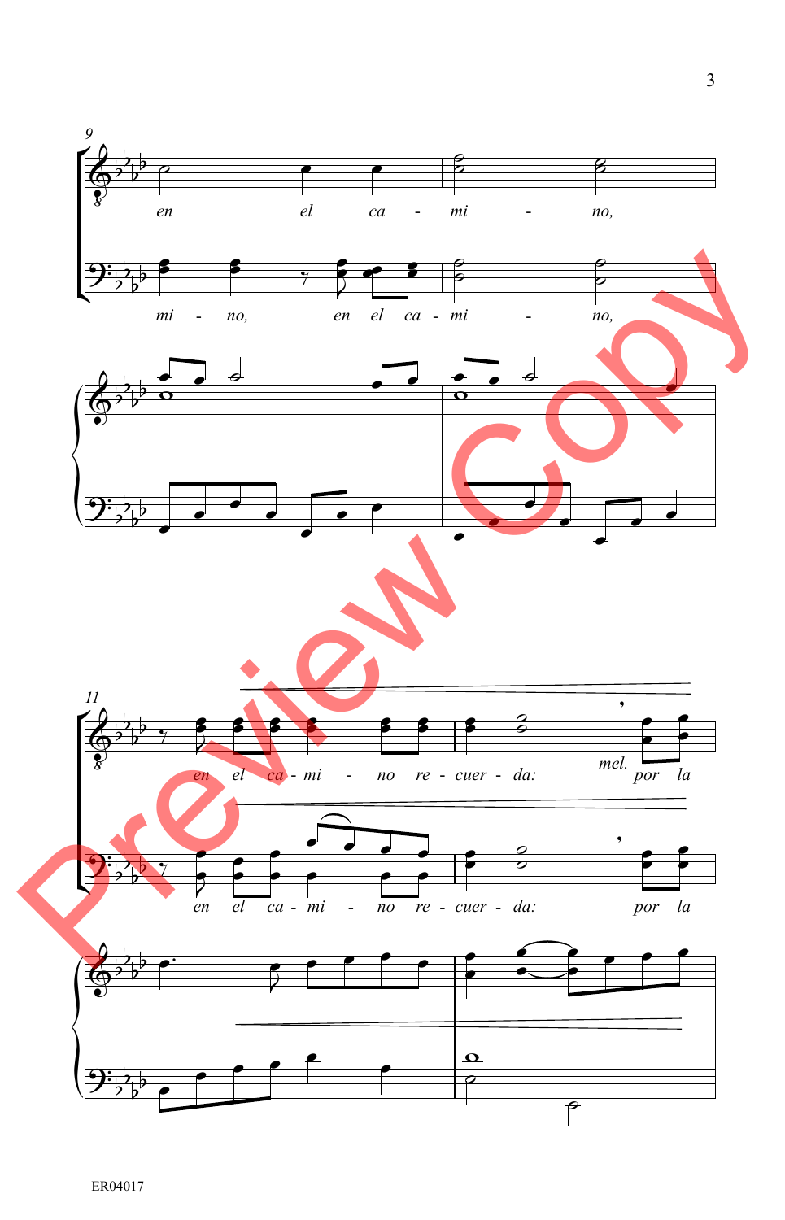9

en el ca - mi - no,

mi - no, en el ca - mi - no,

11

en el ca - mi - no re - cuer - da: mel. por la

en el ca - mi - no re - cuer - da: por la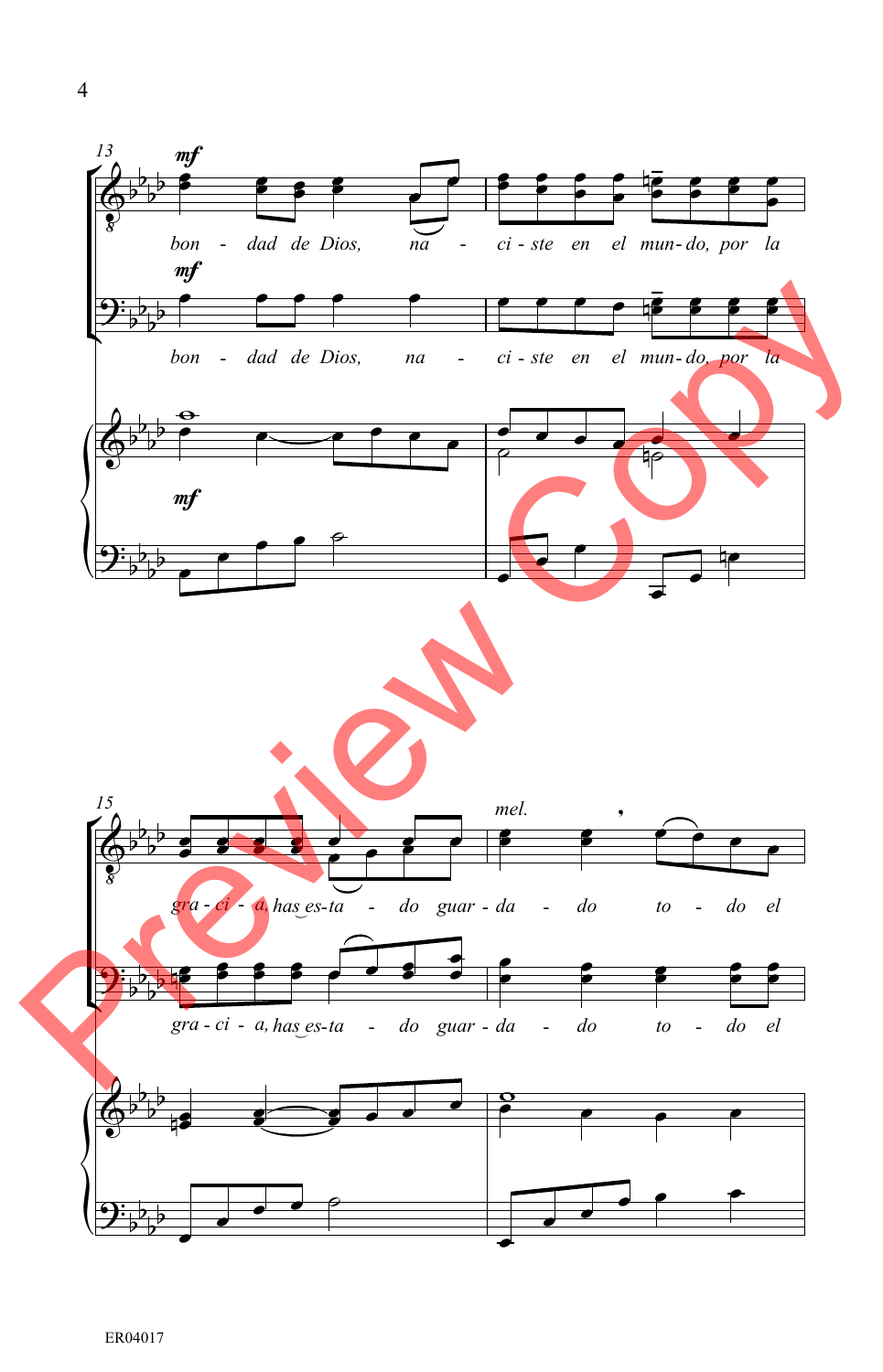13

*mf*

bon - dad de Dios, na - ci - ste en el mun - do, por la

*mf*

bon - dad de Dios, na - ci - ste en el mun - do, por la

*mf*

15

*mel.*

gra - ci - a, has es - ta - do guar - da - do to - do el

gra - ci - a, has es - ta - do guar - da - do to - do el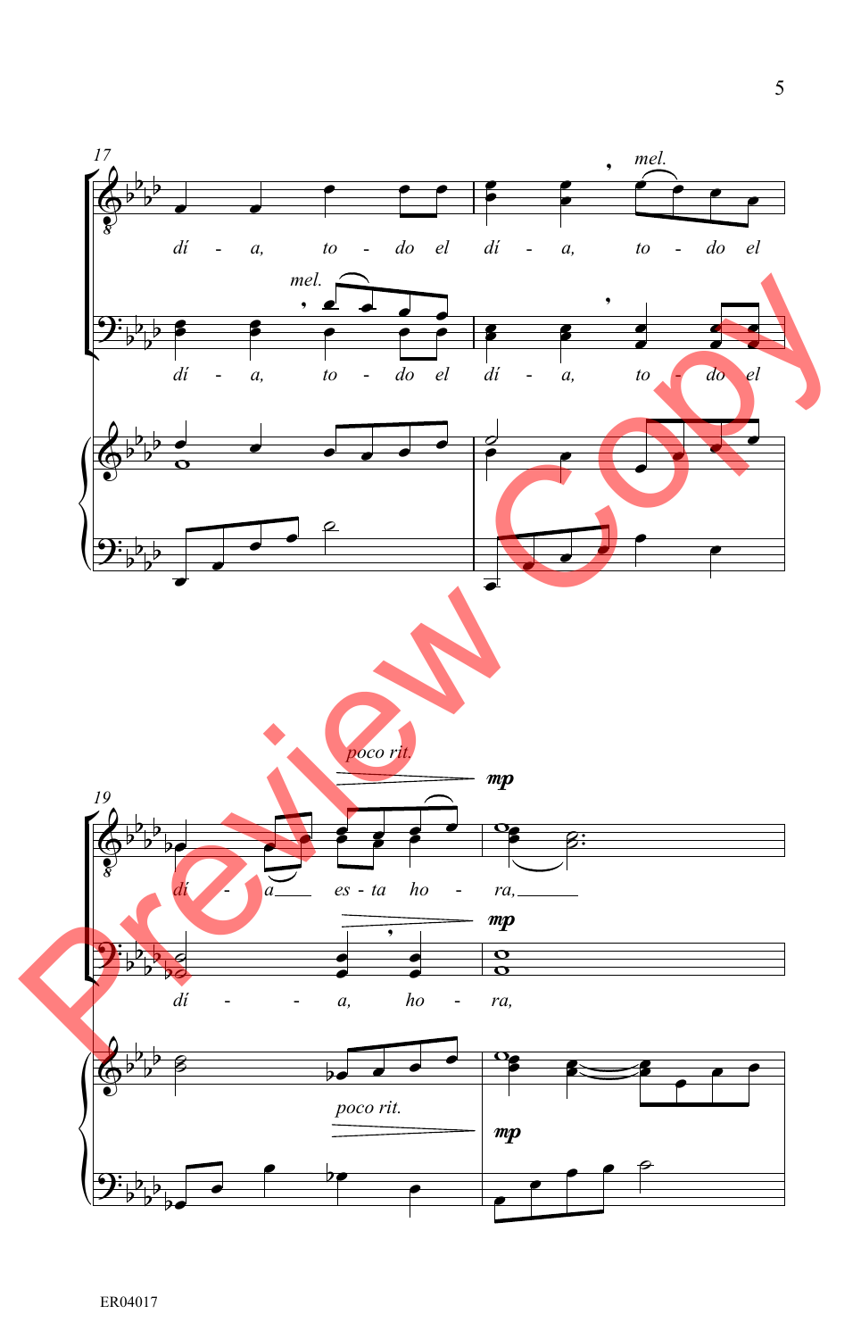17

*dí - a, to - do el dí - a, to - do el*

*mel.*

*dí - a, to - do el dí - a, to - do el*

*poco rit.*

*mp*

19

*dí - a es - ta ho - ra,*

*dí - a, ho - ra,*

*poco rit.*

*mp*

ER04017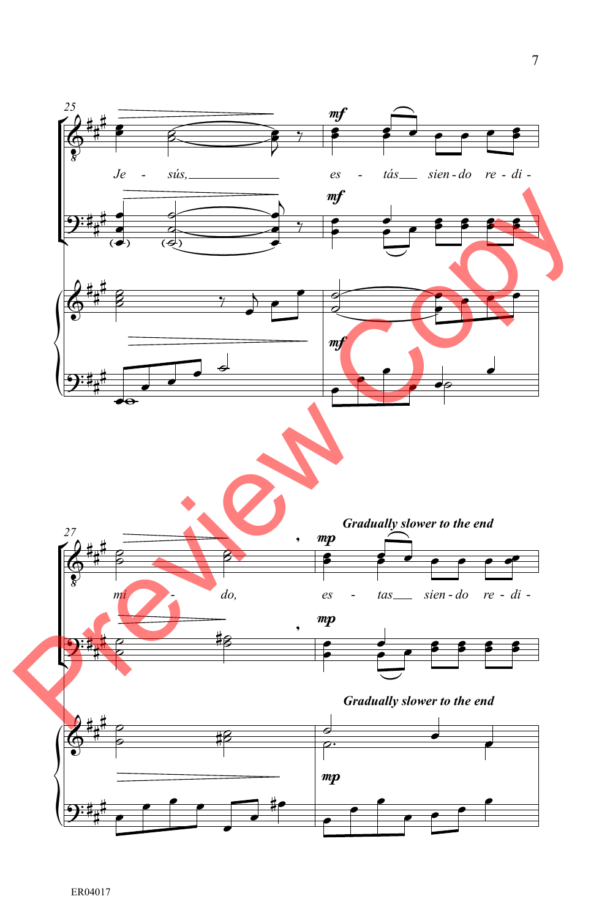25

*mf*

Je - sús, es - tás sien - do re - di -

27

*Gradually slower to the end*

*mp*

mi - do, es - tas sien - do re - di -